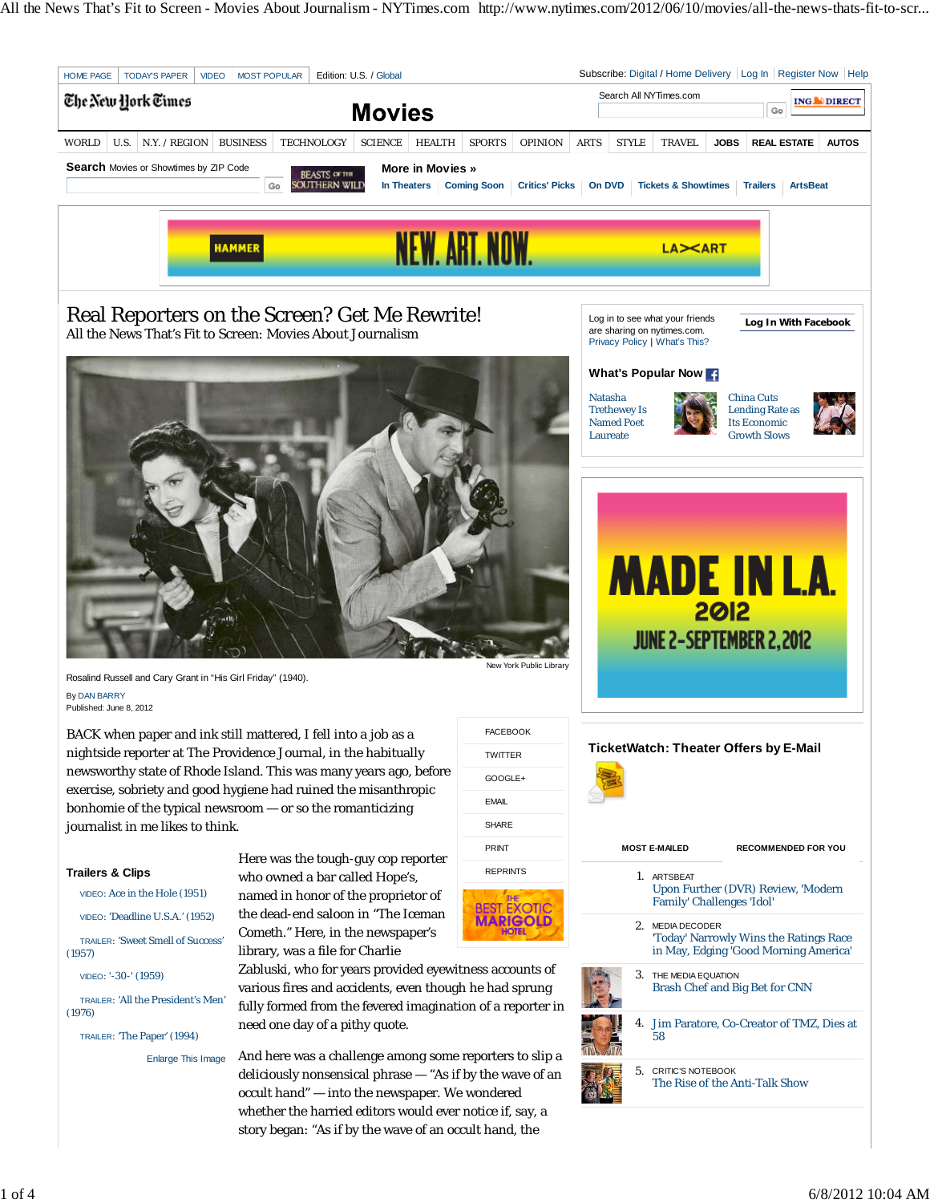# Real Reporters on the Screen? Get Me Rewrite!

## All the News That's Fit to Screen: Movies About Journalism

Rosalind Russell and Cary Grant in "His Girl Friday" (1940).

New York Public Library

By DAN BARRY

Published: June 8, 2012

BACK when paper and ink still mattered, I fell into a job as a nightside reporter at The Providence Journal, in the habitually newsworthy state of Rhode Island. This was many years ago, before exercise, sobriety and good hygiene had ruined the misanthropic bonhomie of the typical newsroom — or so the romanticizing journalist in me likes to think.

**Trailers & Clips**

- VIDEO: Ace in the Hole (1951)
- VIDEO: 'Deadline U.S.A.' (1952)
- TRAILER: 'Sweet Smell of Success' (1957)
- VIDEO: '-30-' (1959)
- TRAILER: 'All the President's Men' (1976)
- TRAILER: 'The Paper' (1994)

Here was the tough-guy cop reporter who owned a bar called Hope's, named in honor of the proprietor of the dead-end saloon in "The Iceman Cometh." Here, in the newspaper's library, was a file for Charlie Zabluski, who for years provided eyewitness accounts of various fires and accidents, even though he had sprung fully formed from the fevered imagination of a reporter in need one day of a pithy quote.

And here was a challenge among some reporters to slip a deliciously nonsensical phrase — "As if by the wave of an occult hand" — into the newspaper. We wondered whether the harried editors would ever notice if, say, a story began: "As if by the wave of an occult hand, the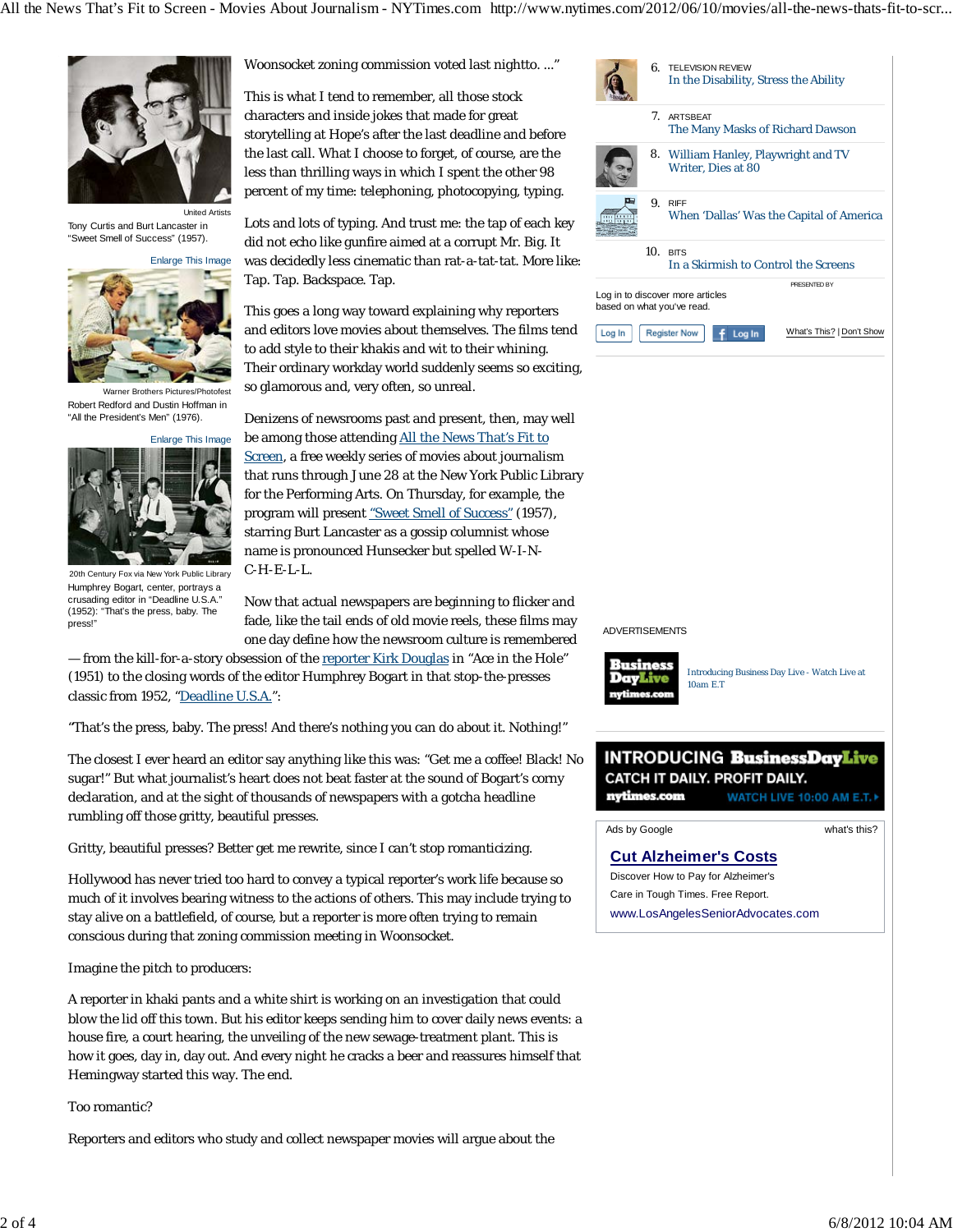Woonsocket zoning commission voted last nightto. ..."

This is what I tend to remember, all those stock characters and inside jokes that made for great storytelling at Hope's after the last deadline and before the last call. What I choose to forget, of course, are the less than thrilling ways in which I spent the other 98 percent of my time: telephoning, photocopying, typing.

Lots and lots of typing. And trust me: the tap of each key did not echo like gunfire aimed at a corrupt Mr. Big. It was decidedly less cinematic than rat-a-tat-tat. More like: Tap. Tap. Backspace. Tap.

This goes a long way toward explaining why reporters and editors love movies about themselves. The films tend to add style to their khakis and wit to their whining. Their ordinary workday world suddenly seems so exciting, so glamorous and, very often, so unreal.

Denizens of newsrooms past and present, then, may well be among those attending All the News That's Fit to Screen, a free weekly series of movies about journalism that runs through June 28 at the New York Public Library for the Performing Arts. On Thursday, for example, the program will present "Sweet Smell of Success" (1957), starring Burt Lancaster as a gossip columnist whose name is pronounced Hunsecker but spelled W-I-N-C-H-E-L-L.

Now that actual newspapers are beginning to flicker and fade, like the tail ends of old movie reels, these films may one day define how the newsroom culture is remembered — from the kill-for-a-story obsession of the reporter Kirk Douglas in "Ace in the Hole" (1951) to the closing words of the editor Humphrey Bogart in that stop-the-presses classic from 1952, "Deadline U.S.A.":

United Artists
Tony Curtis and Burt Lancaster in "Sweet Smell of Success" (1957).

Enlarge This Image

Warner Brothers Pictures/Photofest
Robert Redford and Dustin Hoffman in "All the President's Men" (1976).

Enlarge This Image

20th Century Fox via New York Public Library
Humphrey Bogart, center, portrays a crusading editor in "Deadline U.S.A." (1952): "That's the press, baby. The press!"

"That's the press, baby. The press! And there's nothing you can do about it. Nothing!"

The closest I ever heard an editor say anything like this was: "Get me a coffee! Black! No sugar!" But what journalist's heart does not beat faster at the sound of Bogart's corny declaration, and at the sight of thousands of newspapers with a gotcha headline rumbling off those gritty, beautiful presses.

Gritty, beautiful presses? Better get me rewrite, since I can't stop romanticizing.

Hollywood has never tried too hard to convey a typical reporter's work life because so much of it involves bearing witness to the actions of others. This may include trying to stay alive on a battlefield, of course, but a reporter is more often trying to remain conscious during that zoning commission meeting in Woonsocket.

Imagine the pitch to producers:

A reporter in khaki pants and a white shirt is working on an investigation that could blow the lid off this town. But his editor keeps sending him to cover daily news events: a house fire, a court hearing, the unveiling of the new sewage-treatment plant. This is how it goes, day in, day out. And every night he cracks a beer and reassures himself that Hemingway started this way. The end.

Too romantic?

Reporters and editors who study and collect newspaper movies will argue about the

6. TELEVISION REVIEW
In the Disability, Stress the Ability

7. ARTSBEAT
The Many Masks of Richard Dawson

8. William Hanley, Playwright and TV Writer, Dies at 80

9. RIFF
When 'Dallas' Was the Capital of America

10. BITS
In a Skirmish to Control the Screens

PRESENTED BY

Log in to discover more articles based on what you've read.

Log In | Register Now | Log In

What's This? | Don't Show

ADVERTISEMENTS

Introducing Business Day Live - Watch Live at 10am E.T

INTRODUCING BusinessDayLive
CATCH IT DAILY. PROFIT DAILY.
nytimes.com WATCH LIVE 10:00 AM E.T.

Ads by Google what's this?

**Cut Alzheimer's Costs**
Discover How to Pay for Alzheimer's
Care in Tough Times. Free Report.
www.LosAngelesSeniorAdvocates.com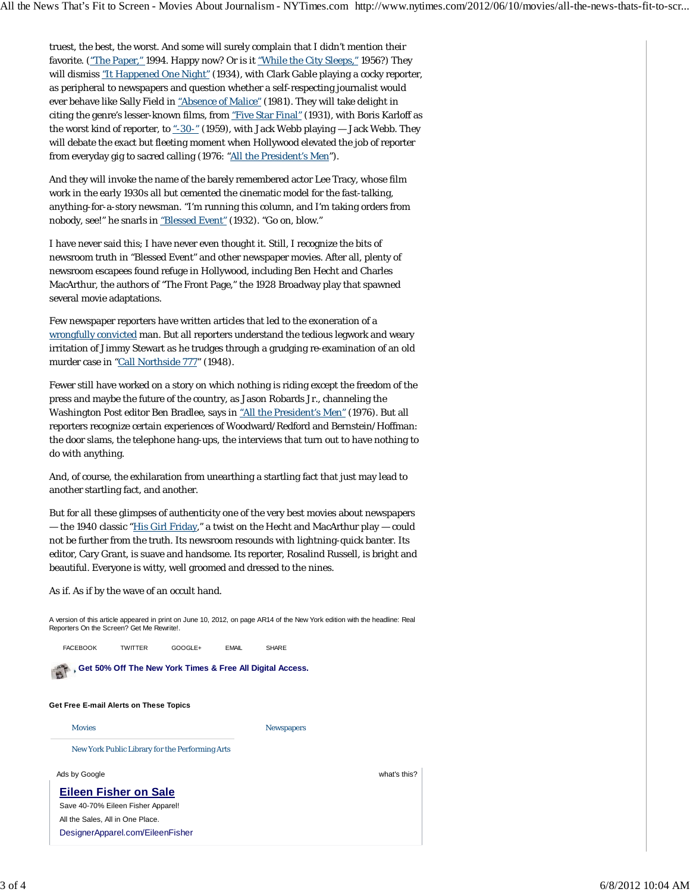truest, the best, the worst. And some will surely complain that I didn't mention their favorite. ("The Paper," 1994. Happy now? Or is it "While the City Sleeps," 1956?) They will dismiss "It Happened One Night" (1934), with Clark Gable playing a cocky reporter, as peripheral to newspapers and question whether a self-respecting journalist would ever behave like Sally Field in "Absence of Malice" (1981). They will take delight in citing the genre's lesser-known films, from "Five Star Final" (1931), with Boris Karloff as the worst kind of reporter, to "-30-" (1959), with Jack Webb playing — Jack Webb. They will debate the exact but fleeting moment when Hollywood elevated the job of reporter from everyday gig to sacred calling (1976: "All the President's Men").

And they will invoke the name of the barely remembered actor Lee Tracy, whose film work in the early 1930s all but cemented the cinematic model for the fast-talking, anything-for-a-story newsman. "I'm running this column, and I'm taking orders from nobody, see!" he snarls in "Blessed Event" (1932). "Go on, blow."

I have never said this; I have never even thought it. Still, I recognize the bits of newsroom truth in "Blessed Event" and other newspaper movies. After all, plenty of newsroom escapees found refuge in Hollywood, including Ben Hecht and Charles MacArthur, the authors of "The Front Page," the 1928 Broadway play that spawned several movie adaptations.

Few newspaper reporters have written articles that led to the exoneration of a wrongfully convicted man. But all reporters understand the tedious legwork and weary irritation of Jimmy Stewart as he trudges through a grudging re-examination of an old murder case in "Call Northside 777" (1948).

Fewer still have worked on a story on which nothing is riding except the freedom of the press and maybe the future of the country, as Jason Robards Jr., channeling the Washington Post editor Ben Bradlee, says in "All the President's Men" (1976). But all reporters recognize certain experiences of Woodward/Redford and Bernstein/Hoffman: the door slams, the telephone hang-ups, the interviews that turn out to have nothing to do with anything.

And, of course, the exhilaration from unearthing a startling fact that just may lead to another startling fact, and another.

But for all these glimpses of authenticity one of the very best movies about newspapers — the 1940 classic "His Girl Friday," a twist on the Hecht and MacArthur play — could not be further from the truth. Its newsroom resounds with lightning-quick banter. Its editor, Cary Grant, is suave and handsome. Its reporter, Rosalind Russell, is bright and beautiful. Everyone is witty, well groomed and dressed to the nines.

As if. As if by the wave of an occult hand.

A version of this article appeared in print on June 10, 2012, on page AR14 of the New York edition with the headline: Real Reporters On the Screen? Get Me Rewrite!.

FACEBOOK TWITTER GOOGLE+ EMAIL SHARE

**Get 50% Off The New York Times & Free All Digital Access.**

**Get Free E-mail Alerts on These Topics**

Movies

Newspapers

New York Public Library for the Performing Arts

Ads by Google what's this?

**Eileen Fisher on Sale**

Save 40-70% Eileen Fisher Apparel!

All the Sales, All in One Place.

DesignerApparel.com/EileenFisher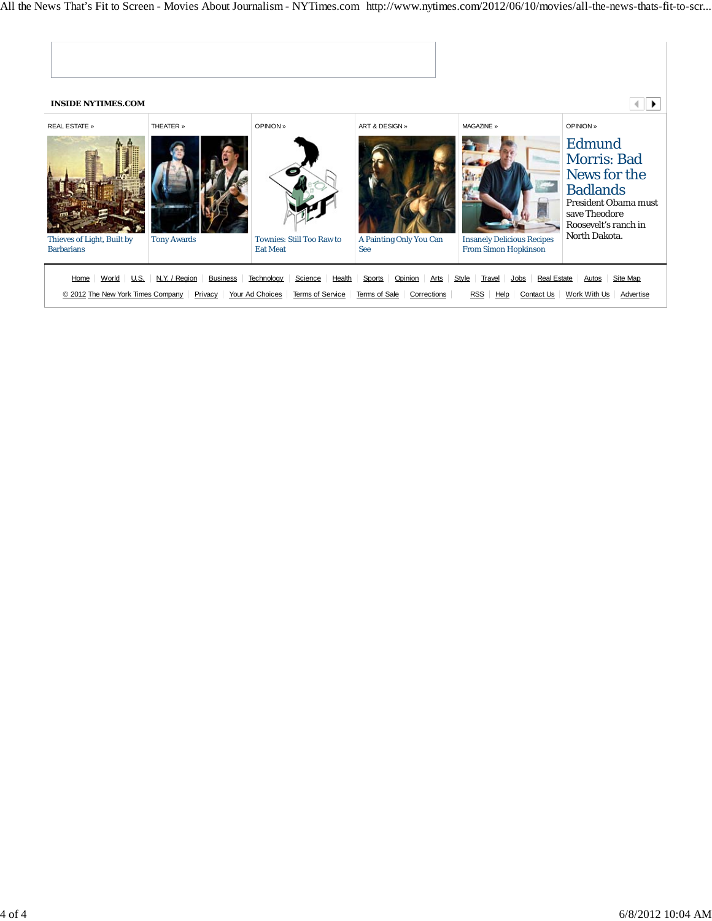**INSIDE NYTIMES.COM**

REAL ESTATE »

Thieves of Light, Built by Barbarians

THEATER »

Tony Awards

OPINION »

Townies: Still Too Raw to Eat Meat

ART & DESIGN »

A Painting Only You Can See

MAGAZINE »

Insanely Delicious Recipes From Simon Hopkinson

OPINION »

## Edmund Morris: Bad News for the Badlands

President Obama must save Theodore Roosevelt's ranch in North Dakota.

Home | World | U.S. | N.Y. / Region | Business | Technology | Science | Health | Sports | Opinion | Arts | Style | Travel | Jobs | Real Estate | Autos | Site Map

© 2012 The New York Times Company | Privacy | Your Ad Choices | Terms of Service | Terms of Sale | Corrections | RSS | Help | Contact Us | Work With Us | Advertise